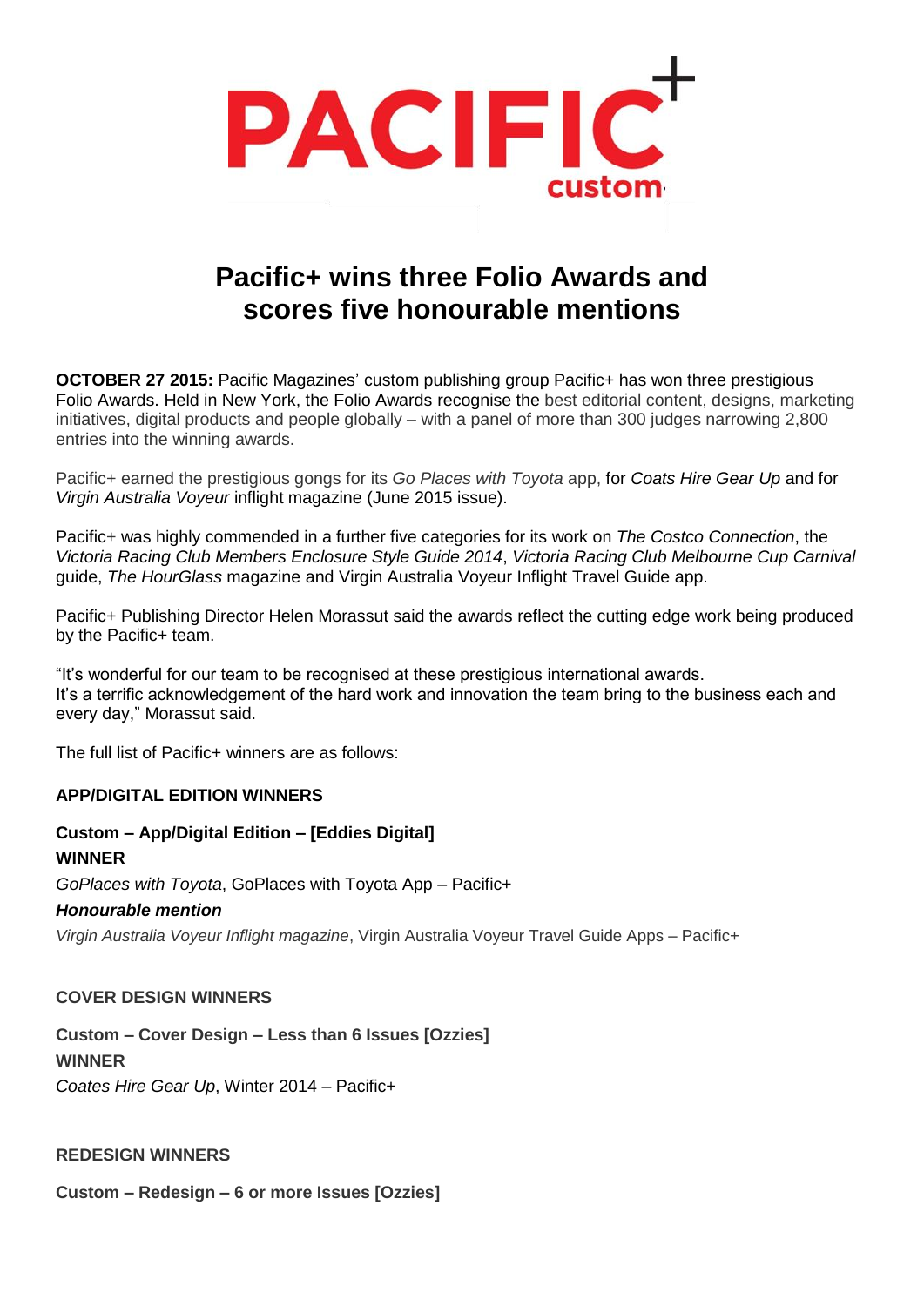PACIFIC+ custom

# Pacific+ wins three Folio Awards and scores five honourable mentions

**OCTOBER 27 2015:** Pacific Magazines' custom publishing group Pacific+ has won three prestigious Folio Awards. Held in New York, the Folio Awards recognise the best editorial content, designs, marketing initiatives, digital products and people globally – with a panel of more than 300 judges narrowing 2,800 entries into the winning awards.

Pacific+ earned the prestigious gongs for its *Go Places with Toyota* app, for *Coats Hire Gear Up* and for *Virgin Australia Voyeur* inflight magazine (June 2015 issue).

Pacific+ was highly commended in a further five categories for its work on *The Costco Connection*, the *Victoria Racing Club Members Enclosure Style Guide 2014*, *Victoria Racing Club Melbourne Cup Carnival* guide, *The HourGlass* magazine and Virgin Australia Voyeur Inflight Travel Guide app.

Pacific+ Publishing Director Helen Morassut said the awards reflect the cutting edge work being produced by the Pacific+ team.

"It's wonderful for our team to be recognised at these prestigious international awards.
It's a terrific acknowledgement of the hard work and innovation the team bring to the business each and every day," Morassut said.

The full list of Pacific+ winners are as follows:

**APP/DIGITAL EDITION WINNERS**

**Custom – App/Digital Edition – [Eddies Digital]**
**WINNER**
*GoPlaces with Toyota*, GoPlaces with Toyota App – Pacific+
***Honourable mention***
*Virgin Australia Voyeur Inflight magazine*, Virgin Australia Voyeur Travel Guide Apps – Pacific+

**COVER DESIGN WINNERS**

**Custom – Cover Design – Less than 6 Issues [Ozzies]**
**WINNER**
*Coates Hire Gear Up*, Winter 2014 – Pacific+

**REDESIGN WINNERS**

**Custom – Redesign – 6 or more Issues [Ozzies]**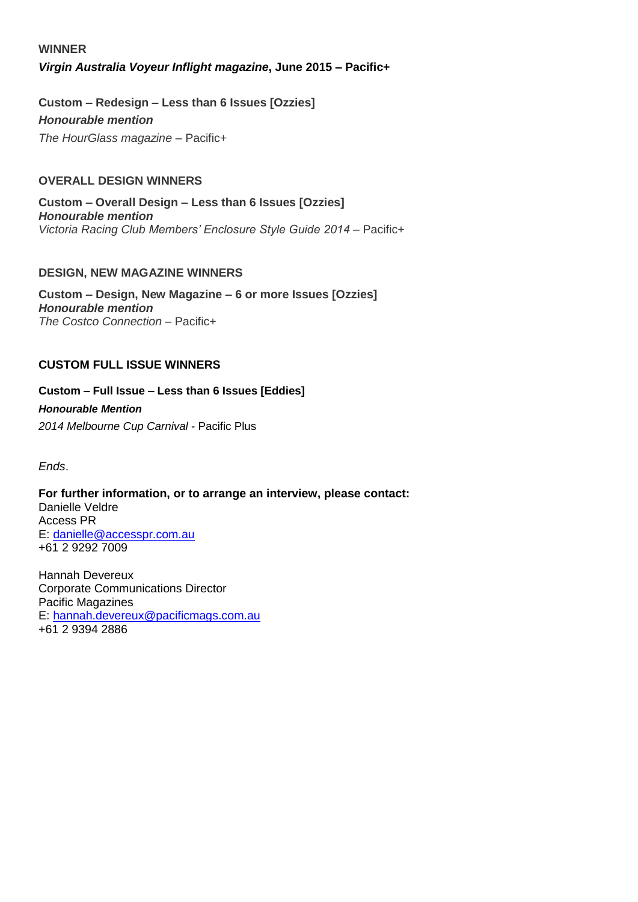**WINNER**

***Virgin Australia Voyeur Inflight magazine*, June 2015 – Pacific+**

**Custom – Redesign – Less than 6 Issues [Ozzies]**

***Honourable mention***

*The HourGlass magazine* – Pacific+

**OVERALL DESIGN WINNERS**

**Custom – Overall Design – Less than 6 Issues [Ozzies]**
***Honourable mention***
*Victoria Racing Club Members' Enclosure Style Guide 2014* – Pacific+

**DESIGN, NEW MAGAZINE WINNERS**

**Custom – Design, New Magazine – 6 or more Issues [Ozzies]**
***Honourable mention***
*The Costco Connection* – Pacific+

**CUSTOM FULL ISSUE WINNERS**

**Custom – Full Issue – Less than 6 Issues [Eddies]**

***Honourable Mention***

*2014 Melbourne Cup Carnival* - Pacific Plus

*Ends*.

**For further information, or to arrange an interview, please contact:**
Danielle Veldre
Access PR
E: danielle@accesspr.com.au
+61 2 9292 7009

Hannah Devereux
Corporate Communications Director
Pacific Magazines
E: hannah.devereux@pacificmags.com.au
+61 2 9394 2886